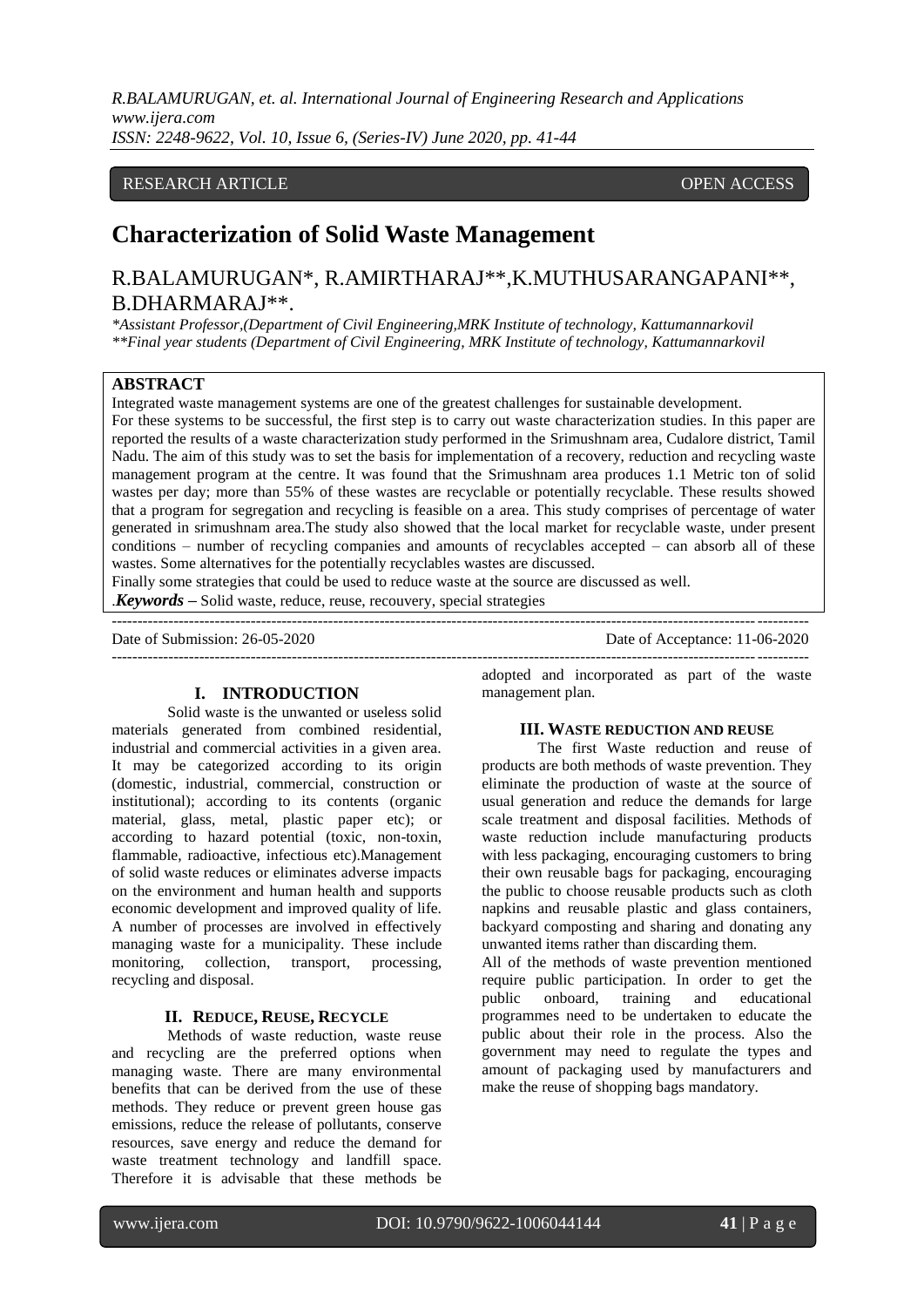RESEARCH ARTICLE OPEN ACCESS

# Characterization of Solid Waste Management

R.BALAMURUGAN*, R.AMIRTHARAJ**,K.MUTHUSARANGAPANI**, B.DHARMARAJ**.

*\*Assistant Professor,(Department of Civil Engineering,MRK Institute of technology, Kattumannarkovil*
*\*\*Final year students (Department of Civil Engineering, MRK Institute of technology, Kattumannarkovil*

## ABSTRACT

Integrated waste management systems are one of the greatest challenges for sustainable development.
For these systems to be successful, the first step is to carry out waste characterization studies. In this paper are reported the results of a waste characterization study performed in the Srimushnam area, Cudalore district, Tamil Nadu. The aim of this study was to set the basis for implementation of a recovery, reduction and recycling waste management program at the centre. It was found that the Srimushnam area produces 1.1 Metric ton of solid wastes per day; more than 55% of these wastes are recyclable or potentially recyclable. These results showed that a program for segregation and recycling is feasible on a area. This study comprises of percentage of water generated in srimushnam area.The study also showed that the local market for recyclable waste, under present conditions – number of recycling companies and amounts of recyclables accepted – can absorb all of these wastes. Some alternatives for the potentially recyclables wastes are discussed.
Finally some strategies that could be used to reduce waste at the source are discussed as well.

.***Keywords*** **–** Solid waste, reduce, reuse, recouvery, special strategies

---

Date of Submission: 26-05-2020 Date of Acceptance: 11-06-2020

---

## I. INTRODUCTION

Solid waste is the unwanted or useless solid materials generated from combined residential, industrial and commercial activities in a given area. It may be categorized according to its origin (domestic, industrial, commercial, construction or institutional); according to its contents (organic material, glass, metal, plastic paper etc); or according to hazard potential (toxic, non-toxin, flammable, radioactive, infectious etc).Management of solid waste reduces or eliminates adverse impacts on the environment and human health and supports economic development and improved quality of life. A number of processes are involved in effectively managing waste for a municipality. These include monitoring, collection, transport, processing, recycling and disposal.

## II. REDUCE, REUSE, RECYCLE

Methods of waste reduction, waste reuse and recycling are the preferred options when managing waste. There are many environmental benefits that can be derived from the use of these methods. They reduce or prevent green house gas emissions, reduce the release of pollutants, conserve resources, save energy and reduce the demand for waste treatment technology and landfill space. Therefore it is advisable that these methods be adopted and incorporated as part of the waste management plan.

## III. WASTE REDUCTION AND REUSE

The first Waste reduction and reuse of products are both methods of waste prevention. They eliminate the production of waste at the source of usual generation and reduce the demands for large scale treatment and disposal facilities. Methods of waste reduction include manufacturing products with less packaging, encouraging customers to bring their own reusable bags for packaging, encouraging the public to choose reusable products such as cloth napkins and reusable plastic and glass containers, backyard composting and sharing and donating any unwanted items rather than discarding them.

All of the methods of waste prevention mentioned require public participation. In order to get the public onboard, training and educational programmes need to be undertaken to educate the public about their role in the process. Also the government may need to regulate the types and amount of packaging used by manufacturers and make the reuse of shopping bags mandatory.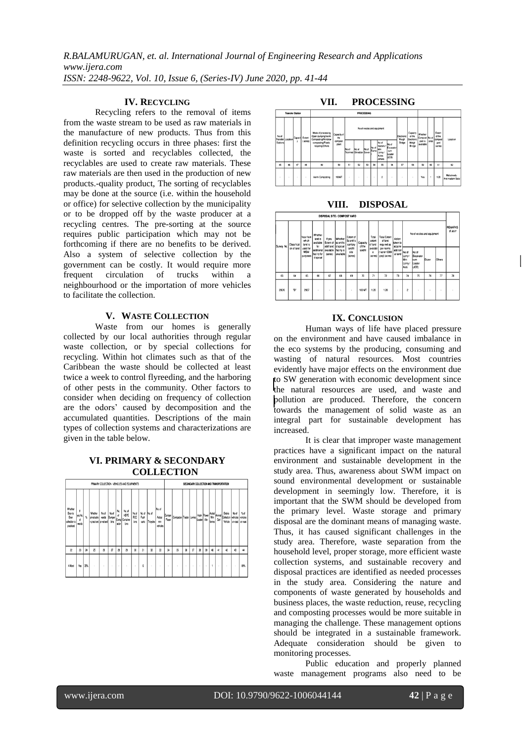## IV. RECYCLING

Recycling refers to the removal of items from the waste stream to be used as raw materials in the manufacture of new products. Thus from this definition recycling occurs in three phases: first the waste is sorted and recyclables collected, the recyclables are used to create raw materials. These raw materials are then used in the production of new products.-quality product, The sorting of recyclables may be done at the source (i.e. within the household or office) for selective collection by the municipality or to be dropped off by the waste producer at a recycling centres. The pre-sorting at the source requires public participation which may not be forthcoming if there are no benefits to be derived. Also a system of selective collection by the government can be costly. It would require more frequent circulation of trucks within a neighbourhood or the importation of more vehicles to facilitate the collection.

## V. WASTE COLLECTION

Waste from our homes is generally collected by our local authorities through regular waste collection, or by special collections for recycling. Within hot climates such as that of the Caribbean the waste should be collected at least twice a week to control flyreeding, and the harboring of other pests in the community. Other factors to consider when deciding on frequency of collection are the odors' caused by decomposition and the accumulated quantities. Descriptions of the main types of collection systems and characterizations are given in the table below.

## VI. PRIMARY & SECONDARY COLLECTION

| PRIMARY COLLECTION - VEHICLES AND EQUIPMENTS | | | | | | | | | | | | | | SECONDARY COLLECTION AND TRANSPORTATION | | | | | | | | | | | | |
|---|---|---|---|---|---|---|---|---|---|---|---|---|---|---|---|---|---|---|---|---|---|---|---|---|---|---|
| Whether Door to Door collection is practiced | # yes No. of wards | % | Whether private sector is practiced | No of wards privatised | No of Dumper bins | No. of Compactor | No. of HDPE Container bins | No of RCC bins | No. of Push carts | No. of Tricycles | No of Auto / mini vehicles | Dumper Placer | Compactor | Tractor | Lorries | Hook Loader | Power tiller | Auto / Mini lorries | Animal Cart | Debris Collection Vehicle | No of vehicles on road | % of vehicles on road |
| 22 | 23 | 24 | 25 | 26 | 27 | 28 | 29 | 30 | 31 | 32 | 33 | 34 | 35 | 36 | 37 | 38 | 39 | 40 | 41 | 42 | 43 | 44 |
| 4 Ward | Yes | 25% | - | - | - | - | - | - | 6 | - | - | - | - | - | - | - | - | 1 | - | - | - | 80% |

## VII. PROCESSING

| Transfer Station | | | | PROCESSING | | | | | | | | | | | | | |
|---|---|---|---|---|---|---|---|---|---|---|---|---|---|---|---|---|---|
| No of Transfer Stations | Location | Capacity | Extent (acres) | Mode of processing Open dumping/Vermi Composting/Windrow composting/Plastic recycling/Others | Capacity of the compost plant | No of vecles and equipment | | | | | | Electronic Weigh Bridge | Capacity of the Electronic Weigh Bridge | Whether Compost yard is available | No of sites | Extent of the compost yard (acres) | Location |
| | | | | | | No of Trommel | No of Shredder | No of Sieve | No of Turner | No of tractors / Mini Lorrys / Autos / others | No of Excavator cum Loader (JCB) | | | | | | |
| 45 | 46 | 47 | 48 | 49 | 50 | 51 | 52 | 53 | 54 | 55 | 56 | 57 | 58 | 59 | 60 | 61 | 62 |
| - | - | - | - | Vermi Composting | 100MT | - | - | - | - | 2 | - | - | - | Yes | 1 | 1.20 | Melaimedu And madam Sala |

## VIII. DISPOSAL

| DISPOSAL SITE / COMPOST YARD | | | | | | | | | | | | | | | |
|---|---|---|---|---|---|---|---|---|---|---|---|---|---|---|---|
| Survey No | Classification of land | Year from which land is used for MSW purposes | Whether land is available for additional facility for disposal | If yes, Extent of addl land available (acres) | Whether scientific disposal facility is available | Extent of Scientific sanitary landfill site (acres) | Capacity of the landfill | Total extent of land available (acres) | Total Extent of land required as per norms (1 acre/10000 pop) (acres) | Action taken to acquire additional land | No of vecles and equipment | | | | REMARKS IF ANY |
| | | | | | | | | | | | No of Lorry / Mini Lorry / Auto | No of Excavator cum Loader (JCB) | Dozer | Others | |
| 63 | 64 | 65 | 66 | 67 | 68 | 69 | 70 | 71 | 72 | 73 | 74 | 75 | 76 | 77 | 78 |
| 290/6 | "D" | 2007 | - | - | - | - | 100 MT | 1.20 | 1.20 | - | 2 | - | - | - | - |

## IX. CONCLUSION

Human ways of life have placed pressure on the environment and have caused imbalance in the eco systems by the producing, consuming and wasting of natural resources. Most countries evidently have major effects on the environment due to SW generation with economic development since the natural resources are used, and waste and pollution are produced. Therefore, the concern towards the management of solid waste as an integral part for sustainable development has increased.

It is clear that improper waste management practices have a significant impact on the natural environment and sustainable development in the study area. Thus, awareness about SWM impact on sound environmental development or sustainable development in seemingly low. Therefore, it is important that the SWM should be developed from the primary level. Waste storage and primary disposal are the dominant means of managing waste. Thus, it has caused significant challenges in the study area. Therefore, waste separation from the household level, proper storage, more efficient waste collection systems, and sustainable recovery and disposal practices are identified as needed processes in the study area. Considering the nature and components of waste generated by households and business places, the waste reduction, reuse, recycling and composting processes would be more suitable in managing the challenge. These management options should be integrated in a sustainable framework. Adequate consideration should be given to monitoring processes.

Public education and properly planned waste management programs also need to be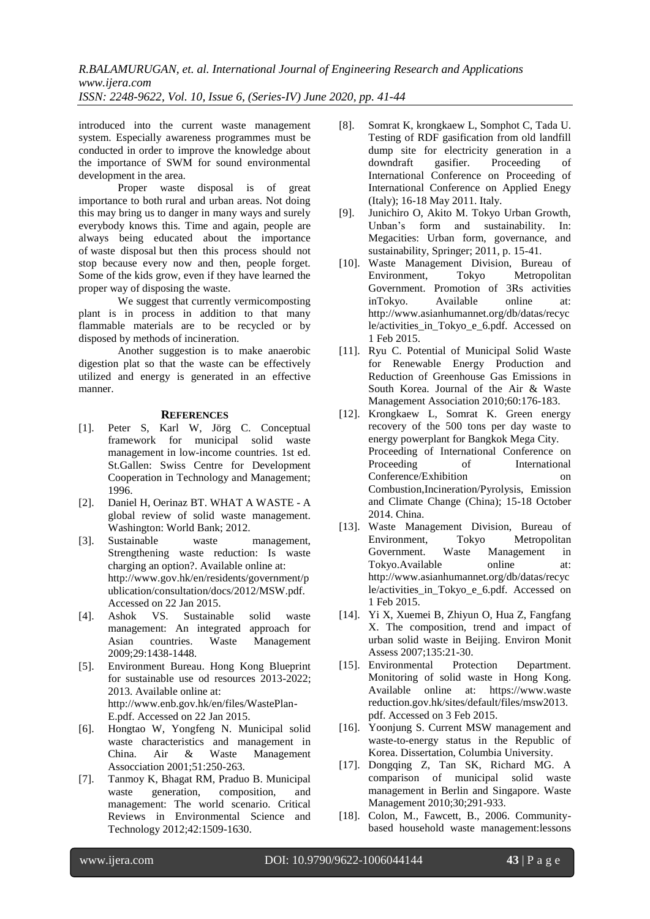introduced into the current waste management system. Especially awareness programmes must be conducted in order to improve the knowledge about the importance of SWM for sound environmental development in the area.

Proper waste disposal is of great importance to both rural and urban areas. Not doing this may bring us to danger in many ways and surely everybody knows this. Time and again, people are always being educated about the importance of waste disposal but then this process should not stop because every now and then, people forget. Some of the kids grow, even if they have learned the proper way of disposing the waste.

We suggest that currently vermicomposting plant is in process in addition to that many flammable materials are to be recycled or by disposed by methods of incineration.

Another suggestion is to make anaerobic digestion plat so that the waste can be effectively utilized and energy is generated in an effective manner.

## REFERENCES

- [1]. Peter S, Karl W, Jörg C. Conceptual framework for municipal solid waste management in low-income countries. 1st ed. St.Gallen: Swiss Centre for Development Cooperation in Technology and Management; 1996.
- [2]. Daniel H, Oerinaz BT. WHAT A WASTE - A global review of solid waste management. Washington: World Bank; 2012.
- [3]. Sustainable waste management, Strengthening waste reduction: Is waste charging an option?. Available online at: http://www.gov.hk/en/residents/government/publication/consultation/docs/2012/MSW.pdf. Accessed on 22 Jan 2015.
- [4]. Ashok VS. Sustainable solid waste management: An integrated approach for Asian countries. Waste Management 2009;29:1438-1448.
- [5]. Environment Bureau. Hong Kong Blueprint for sustainable use od resources 2013-2022; 2013. Available online at: http://www.enb.gov.hk/en/files/WastePlan-E.pdf. Accessed on 22 Jan 2015.
- [6]. Hongtao W, Yongfeng N. Municipal solid waste characteristics and management in China. Air & Waste Management Assocciation 2001;51:250-263.
- [7]. Tanmoy K, Bhagat RM, Praduo B. Municipal waste generation, composition, and management: The world scenario. Critical Reviews in Environmental Science and Technology 2012;42:1509-1630.
- [8]. Somrat K, krongkaew L, Somphot C, Tada U. Testing of RDF gasification from old landfill dump site for electricity generation in a downdraft gasifier. Proceeding of International Conference on Proceeding of International Conference on Applied Enegy (Italy); 16-18 May 2011. Italy.
- [9]. Junichiro O, Akito M. Tokyo Urban Growth, Unban's form and sustainability. In: Megacities: Urban form, governance, and sustainability, Springer; 2011, p. 15-41.
- [10]. Waste Management Division, Bureau of Environment, Tokyo Metropolitan Government. Promotion of 3Rs activities inTokyo. Available online at: http://www.asianhumannet.org/db/datas/recycle/activities_in_Tokyo_e_6.pdf. Accessed on 1 Feb 2015.
- [11]. Ryu C. Potential of Municipal Solid Waste for Renewable Energy Production and Reduction of Greenhouse Gas Emissions in South Korea. Journal of the Air & Waste Management Association 2010;60:176-183.
- [12]. Krongkaew L, Somrat K. Green energy recovery of the 500 tons per day waste to energy powerplant for Bangkok Mega City. Proceeding of International Conference on Proceeding of International Conference/Exhibition on Combustion,Incineration/Pyrolysis, Emission and Climate Change (China); 15-18 October 2014. China.
- [13]. Waste Management Division, Bureau of Environment, Tokyo Metropolitan Government. Waste Management in Tokyo.Available online at: http://www.asianhumannet.org/db/datas/recycle/activities_in_Tokyo_e_6.pdf. Accessed on 1 Feb 2015.
- [14]. Yi X, Xuemei B, Zhiyun O, Hua Z, Fangfang X. The composition, trend and impact of urban solid waste in Beijing. Environ Monit Assess 2007;135:21-30.
- [15]. Environmental Protection Department. Monitoring of solid waste in Hong Kong. Available online at: https://www.wastereduction.gov.hk/sites/default/files/msw2013.pdf. Accessed on 3 Feb 2015.
- [16]. Yoonjung S. Current MSW management and waste-to-energy status in the Republic of Korea. Dissertation, Columbia University.
- [17]. Dongqing Z, Tan SK, Richard MG. A comparison of municipal solid waste management in Berlin and Singapore. Waste Management 2010;30;291-933.
- [18]. Colon, M., Fawcett, B., 2006. Community-based household waste management:lessons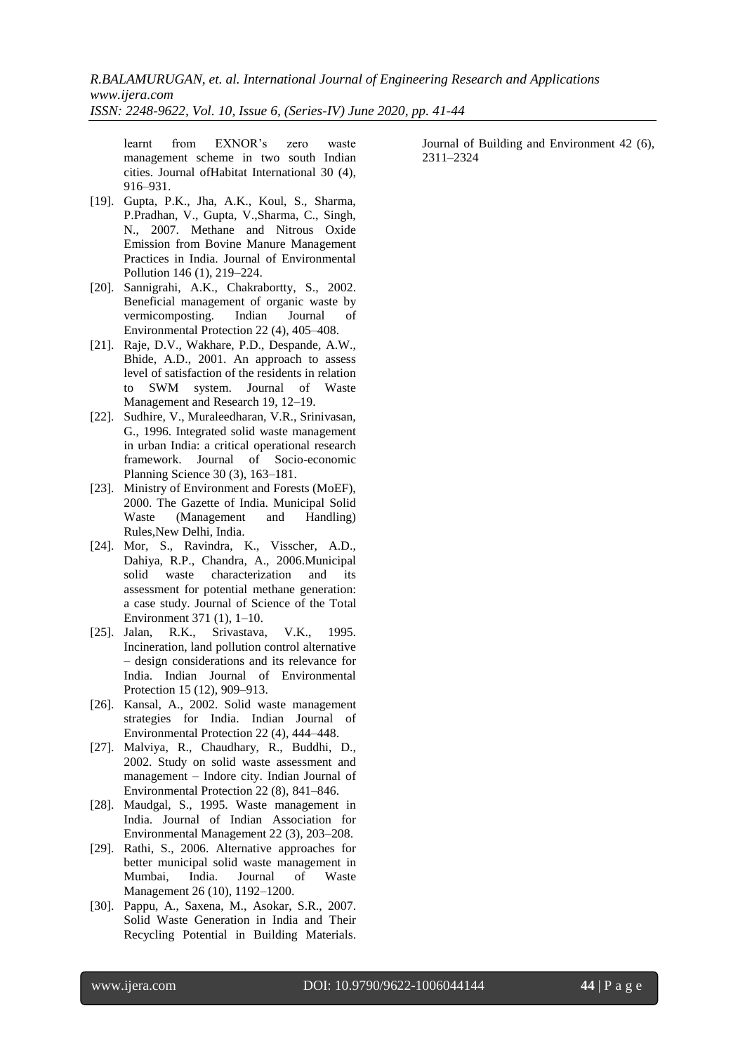learnt from EXNOR's zero waste management scheme in two south Indian cities. Journal ofHabitat International 30 (4), 916–931.

[19]. Gupta, P.K., Jha, A.K., Koul, S., Sharma, P.Pradhan, V., Gupta, V.,Sharma, C., Singh, N., 2007. Methane and Nitrous Oxide Emission from Bovine Manure Management Practices in India. Journal of Environmental Pollution 146 (1), 219–224.

[20]. Sannigrahi, A.K., Chakrabortty, S., 2002. Beneficial management of organic waste by vermicomposting. Indian Journal of Environmental Protection 22 (4), 405–408.

[21]. Raje, D.V., Wakhare, P.D., Despande, A.W., Bhide, A.D., 2001. An approach to assess level of satisfaction of the residents in relation to SWM system. Journal of Waste Management and Research 19, 12–19.

[22]. Sudhire, V., Muraleedharan, V.R., Srinivasan, G., 1996. Integrated solid waste management in urban India: a critical operational research framework. Journal of Socio-economic Planning Science 30 (3), 163–181.

[23]. Ministry of Environment and Forests (MoEF), 2000. The Gazette of India. Municipal Solid Waste (Management and Handling) Rules,New Delhi, India.

[24]. Mor, S., Ravindra, K., Visscher, A.D., Dahiya, R.P., Chandra, A., 2006.Municipal solid waste characterization and its assessment for potential methane generation: a case study. Journal of Science of the Total Environment 371 (1), 1–10.

[25]. Jalan, R.K., Srivastava, V.K., 1995. Incineration, land pollution control alternative – design considerations and its relevance for India. Indian Journal of Environmental Protection 15 (12), 909–913.

[26]. Kansal, A., 2002. Solid waste management strategies for India. Indian Journal of Environmental Protection 22 (4), 444–448.

[27]. Malviya, R., Chaudhary, R., Buddhi, D., 2002. Study on solid waste assessment and management – Indore city. Indian Journal of Environmental Protection 22 (8), 841–846.

[28]. Maudgal, S., 1995. Waste management in India. Journal of Indian Association for Environmental Management 22 (3), 203–208.

[29]. Rathi, S., 2006. Alternative approaches for better municipal solid waste management in Mumbai, India. Journal of Waste Management 26 (10), 1192–1200.

[30]. Pappu, A., Saxena, M., Asokar, S.R., 2007. Solid Waste Generation in India and Their Recycling Potential in Building Materials. Journal of Building and Environment 42 (6), 2311–2324